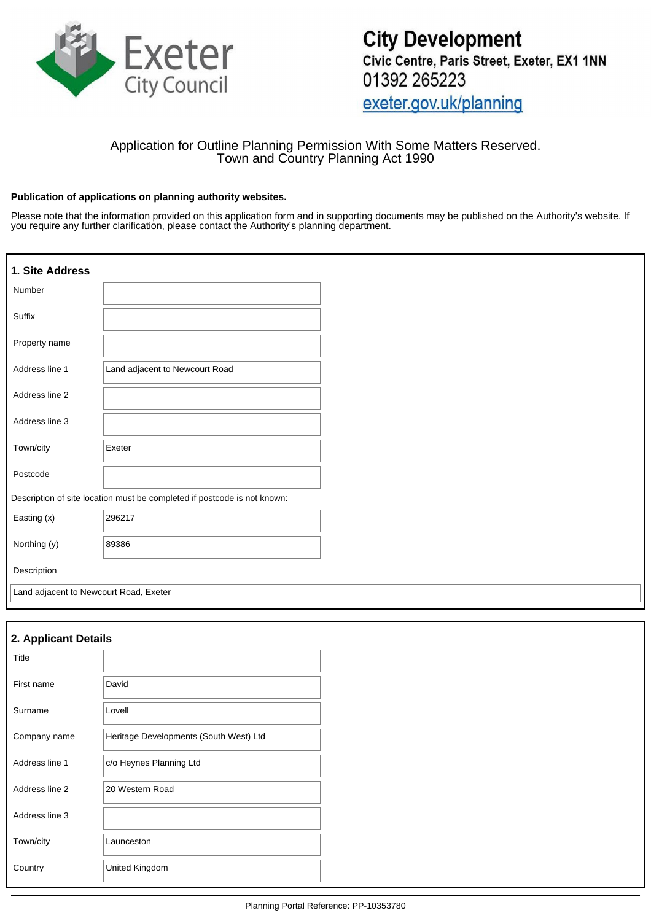Exeter City Council

**City Development**
**Civic Centre, Paris Street, Exeter, EX1 1NN**
01392 265223
exeter.gov.uk/planning

Application for Outline Planning Permission With Some Matters Reserved.
Town and Country Planning Act 1990

**Publication of applications on planning authority websites.**

Please note that the information provided on this application form and in supporting documents may be published on the Authority's website. If you require any further clarification, please contact the Authority's planning department.

## 1. Site Address

| | |
|---|---|
| Number | |
| Suffix | |
| Property name | |
| Address line 1 | Land adjacent to Newcourt Road |
| Address line 2 | |
| Address line 3 | |
| Town/city | Exeter |
| Postcode | |

Description of site location must be completed if postcode is not known:

| | |
|---|---|
| Easting (x) | 296217 |
| Northing (y) | 89386 |

Description

Land adjacent to Newcourt Road, Exeter

## 2. Applicant Details

| | |
|---|---|
| Title | |
| First name | David |
| Surname | Lovell |
| Company name | Heritage Developments (South West) Ltd |
| Address line 1 | c/o Heynes Planning Ltd |
| Address line 2 | 20 Western Road |
| Address line 3 | |
| Town/city | Launceston |
| Country | United Kingdom |

Planning Portal Reference: PP-10353780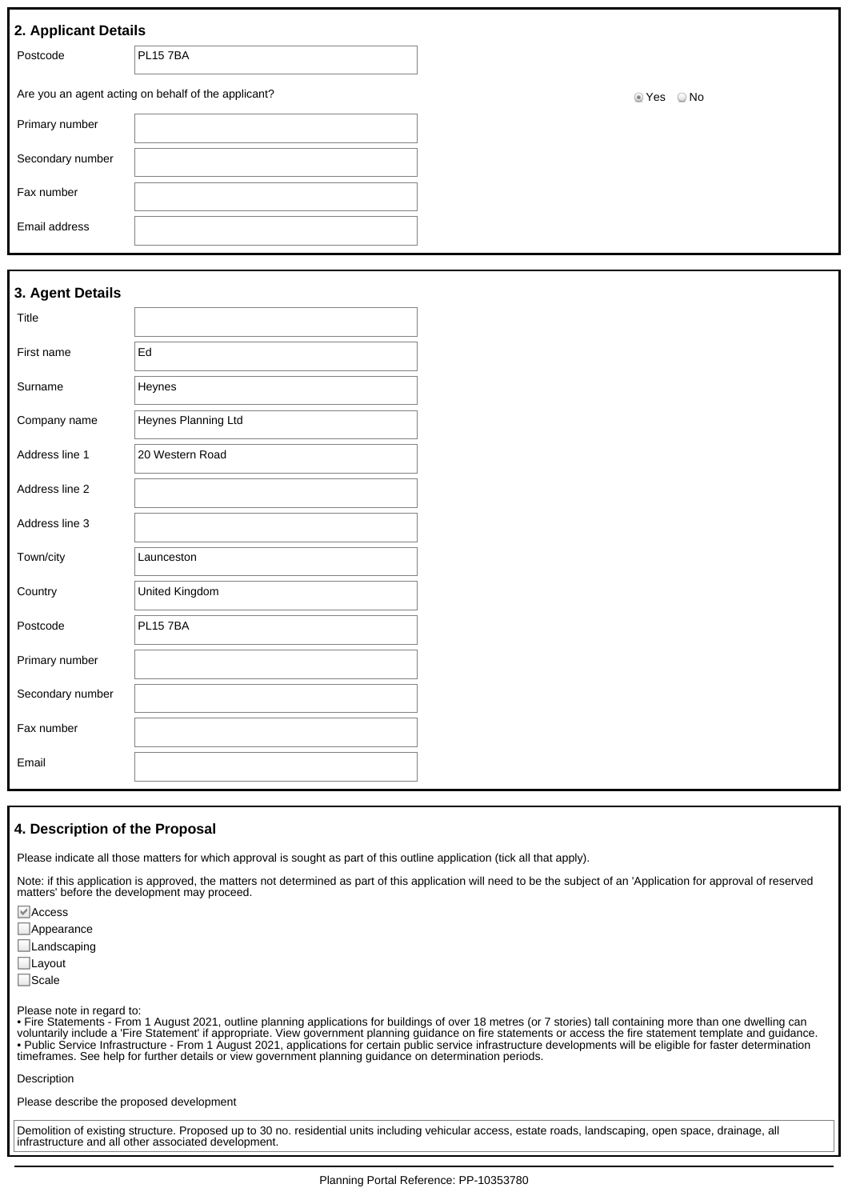## 2. Applicant Details

| | |
|---|---|
| Postcode | PL15 7BA |

Are you an agent acting on behalf of the applicant? ◉ Yes ○ No

| | |
|---|---|
| Primary number | |
| Secondary number | |
| Fax number | |
| Email address | |

## 3. Agent Details

| | |
|---|---|
| Title | |
| First name | Ed |
| Surname | Heynes |
| Company name | Heynes Planning Ltd |
| Address line 1 | 20 Western Road |
| Address line 2 | |
| Address line 3 | |
| Town/city | Launceston |
| Country | United Kingdom |
| Postcode | PL15 7BA |
| Primary number | |
| Secondary number | |
| Fax number | |
| Email | |

## 4. Description of the Proposal

Please indicate all those matters for which approval is sought as part of this outline application (tick all that apply).

Note: if this application is approved, the matters not determined as part of this application will need to be the subject of an 'Application for approval of reserved matters' before the development may proceed.

- [x] Access
- [ ] Appearance
- [ ] Landscaping
- [ ] Layout
- [ ] Scale

Please note in regard to:
• Fire Statements - From 1 August 2021, outline planning applications for buildings of over 18 metres (or 7 stories) tall containing more than one dwelling can voluntarily include a 'Fire Statement' if appropriate. View government planning guidance on fire statements or access the fire statement template and guidance.
• Public Service Infrastructure - From 1 August 2021, applications for certain public service infrastructure developments will be eligible for faster determination timeframes. See help for further details or view government planning guidance on determination periods.

Description

Please describe the proposed development

Demolition of existing structure. Proposed up to 30 no. residential units including vehicular access, estate roads, landscaping, open space, drainage, all infrastructure and all other associated development.

Planning Portal Reference: PP-10353780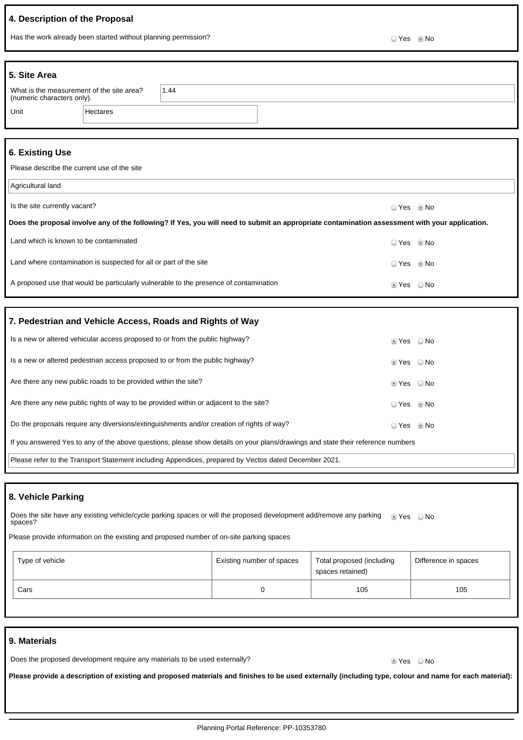## 4. Description of the Proposal

Has the work already been started without planning permission?

○ Yes ◉ No

## 5. Site Area

What is the measurement of the site area? (numeric characters only).

1.44

Unit

Hectares

## 6. Existing Use

Please describe the current use of the site

Agricultural land

Is the site currently vacant?

○ Yes ◉ No

**Does the proposal involve any of the following? If Yes, you will need to submit an appropriate contamination assessment with your application.**

Land which is known to be contaminated

○ Yes ◉ No

Land where contamination is suspected for all or part of the site

○ Yes ◉ No

A proposed use that would be particularly vulnerable to the presence of contamination

◉ Yes ○ No

## 7. Pedestrian and Vehicle Access, Roads and Rights of Way

Is a new or altered vehicular access proposed to or from the public highway?

◉ Yes ○ No

Is a new or altered pedestrian access proposed to or from the public highway?

◉ Yes ○ No

Are there any new public roads to be provided within the site?

◉ Yes ○ No

Are there any new public rights of way to be provided within or adjacent to the site?

○ Yes ◉ No

Do the proposals require any diversions/extinguishments and/or creation of rights of way?

○ Yes ◉ No

If you answered Yes to any of the above questions, please show details on your plans/drawings and state their reference numbers

Please refer to the Transport Statement including Appendices, prepared by Vectos dated December 2021.

## 8. Vehicle Parking

Does the site have any existing vehicle/cycle parking spaces or will the proposed development add/remove any parking spaces?

◉ Yes ○ No

Please provide information on the existing and proposed number of on-site parking spaces

| Type of vehicle | Existing number of spaces | Total proposed (including spaces retained) | Difference in spaces |
|---|---|---|---|
| Cars | 0 | 105 | 105 |

## 9. Materials

Does the proposed development require any materials to be used externally?

◉ Yes ○ No

**Please provide a description of existing and proposed materials and finishes to be used externally (including type, colour and name for each material):**

Planning Portal Reference: PP-10353780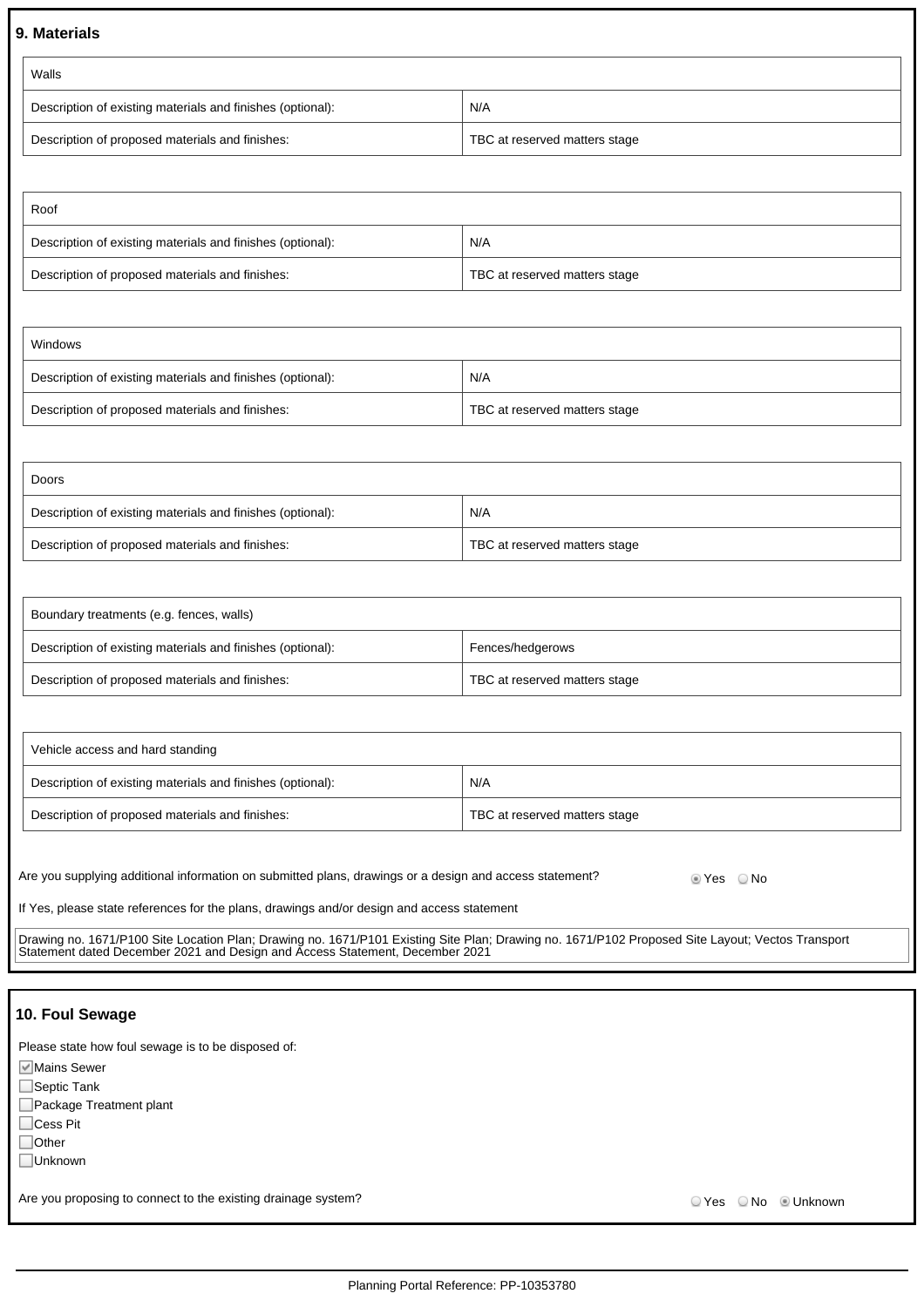## 9. Materials

| Walls | |
|---|---|
| Description of existing materials and finishes (optional): | N/A |
| Description of proposed materials and finishes: | TBC at reserved matters stage |

| Roof | |
|---|---|
| Description of existing materials and finishes (optional): | N/A |
| Description of proposed materials and finishes: | TBC at reserved matters stage |

| Windows | |
|---|---|
| Description of existing materials and finishes (optional): | N/A |
| Description of proposed materials and finishes: | TBC at reserved matters stage |

| Doors | |
|---|---|
| Description of existing materials and finishes (optional): | N/A |
| Description of proposed materials and finishes: | TBC at reserved matters stage |

| Boundary treatments (e.g. fences, walls) | |
|---|---|
| Description of existing materials and finishes (optional): | Fences/hedgerows |
| Description of proposed materials and finishes: | TBC at reserved matters stage |

| Vehicle access and hard standing | |
|---|---|
| Description of existing materials and finishes (optional): | N/A |
| Description of proposed materials and finishes: | TBC at reserved matters stage |

Are you supplying additional information on submitted plans, drawings or a design and access statement? ◉ Yes ○ No

If Yes, please state references for the plans, drawings and/or design and access statement

Drawing no. 1671/P100 Site Location Plan; Drawing no. 1671/P101 Existing Site Plan; Drawing no. 1671/P102 Proposed Site Layout; Vectos Transport Statement dated December 2021 and Design and Access Statement, December 2021

## 10. Foul Sewage

Please state how foul sewage is to be disposed of:

- [x] Mains Sewer
- [ ] Septic Tank
- [ ] Package Treatment plant
- [ ] Cess Pit
- [ ] Other
- [ ] Unknown

Are you proposing to connect to the existing drainage system? ○ Yes ○ No ◉ Unknown

Planning Portal Reference: PP-10353780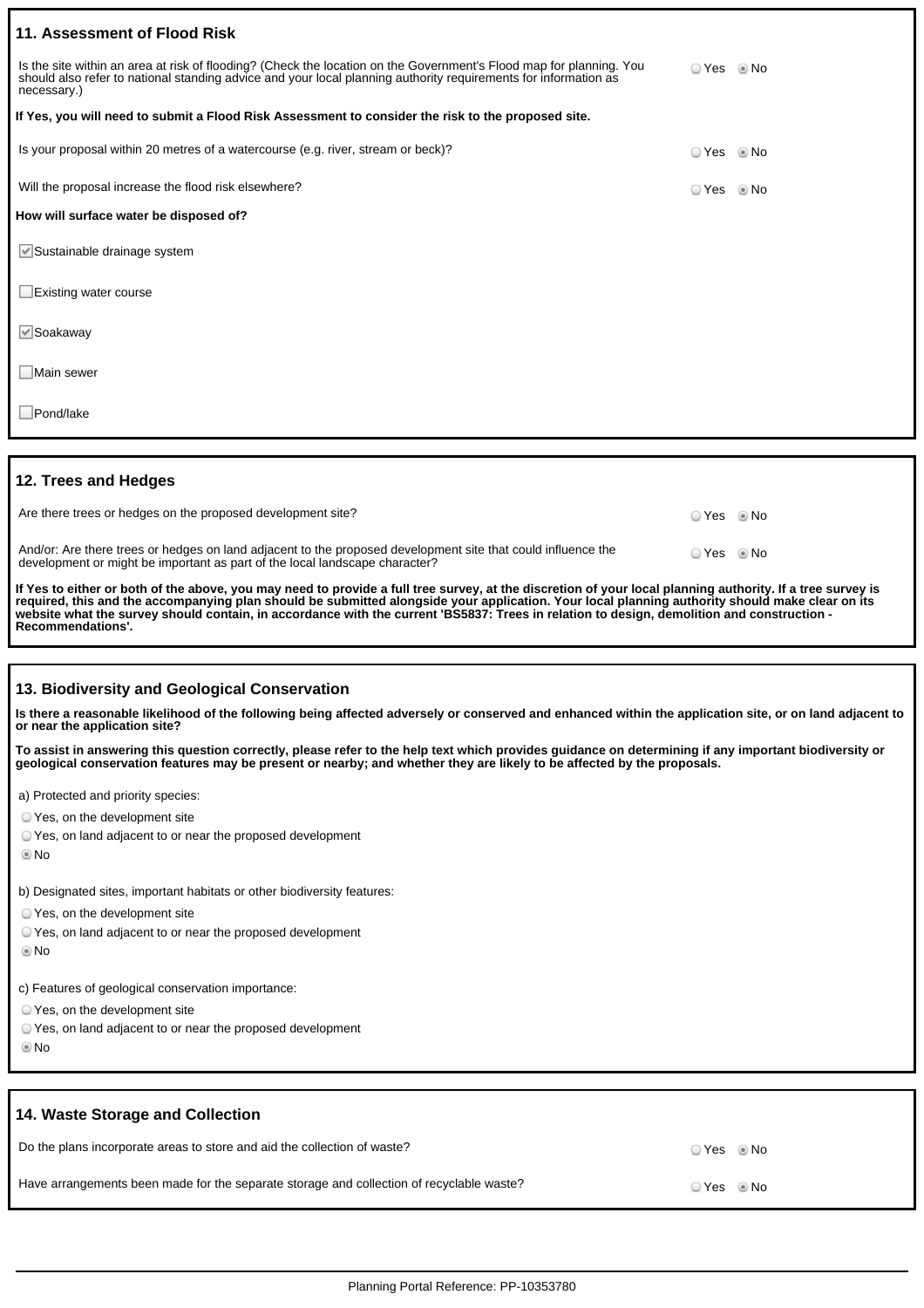## 11. Assessment of Flood Risk

Is the site within an area at risk of flooding? (Check the location on the Government's Flood map for planning. You should also refer to national standing advice and your local planning authority requirements for information as necessary.)

○ Yes ◉ No

**If Yes, you will need to submit a Flood Risk Assessment to consider the risk to the proposed site.**

Is your proposal within 20 metres of a watercourse (e.g. river, stream or beck)?

○ Yes ◉ No

Will the proposal increase the flood risk elsewhere?

○ Yes ◉ No

**How will surface water be disposed of?**

- [x] Sustainable drainage system
- [ ] Existing water course
- [x] Soakaway
- [ ] Main sewer
- [ ] Pond/lake

## 12. Trees and Hedges

Are there trees or hedges on the proposed development site?

○ Yes ◉ No

And/or: Are there trees or hedges on land adjacent to the proposed development site that could influence the development or might be important as part of the local landscape character?

○ Yes ◉ No

**If Yes to either or both of the above, you may need to provide a full tree survey, at the discretion of your local planning authority. If a tree survey is required, this and the accompanying plan should be submitted alongside your application. Your local planning authority should make clear on its website what the survey should contain, in accordance with the current 'BS5837: Trees in relation to design, demolition and construction - Recommendations'.**

## 13. Biodiversity and Geological Conservation

**Is there a reasonable likelihood of the following being affected adversely or conserved and enhanced within the application site, or on land adjacent to or near the application site?**

**To assist in answering this question correctly, please refer to the help text which provides guidance on determining if any important biodiversity or geological conservation features may be present or nearby; and whether they are likely to be affected by the proposals.**

a) Protected and priority species:

○ Yes, on the development site
○ Yes, on land adjacent to or near the proposed development
◉ No

b) Designated sites, important habitats or other biodiversity features:

○ Yes, on the development site
○ Yes, on land adjacent to or near the proposed development
◉ No

c) Features of geological conservation importance:

○ Yes, on the development site
○ Yes, on land adjacent to or near the proposed development
◉ No

## 14. Waste Storage and Collection

Do the plans incorporate areas to store and aid the collection of waste?

○ Yes ◉ No

Have arrangements been made for the separate storage and collection of recyclable waste?

○ Yes ◉ No

Planning Portal Reference: PP-10353780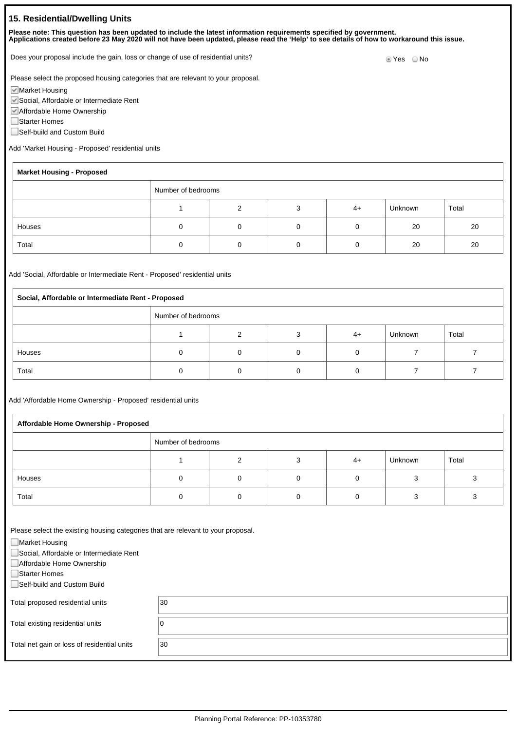## 15. Residential/Dwelling Units

**Please note: This question has been updated to include the latest information requirements specified by government. Applications created before 23 May 2020 will not have been updated, please read the 'Help' to see details of how to workaround this issue.**

Does your proposal include the gain, loss or change of use of residential units?

- [x] Yes
- [ ] No

Please select the proposed housing categories that are relevant to your proposal.

- [x] Market Housing
- [x] Social, Affordable or Intermediate Rent
- [x] Affordable Home Ownership
- [ ] Starter Homes
- [ ] Self-build and Custom Build

Add 'Market Housing - Proposed' residential units

| **Market Housing - Proposed** | | | | | | |
|---|---|---|---|---|---|---|
| | Number of bedrooms | | | | | |
| | 1 | 2 | 3 | 4+ | Unknown | Total |
| Houses | 0 | 0 | 0 | 0 | 20 | 20 |
| Total | 0 | 0 | 0 | 0 | 20 | 20 |

Add 'Social, Affordable or Intermediate Rent - Proposed' residential units

| **Social, Affordable or Intermediate Rent - Proposed** | | | | | | |
|---|---|---|---|---|---|---|
| | Number of bedrooms | | | | | |
| | 1 | 2 | 3 | 4+ | Unknown | Total |
| Houses | 0 | 0 | 0 | 0 | 7 | 7 |
| Total | 0 | 0 | 0 | 0 | 7 | 7 |

Add 'Affordable Home Ownership - Proposed' residential units

| **Affordable Home Ownership - Proposed** | | | | | | |
|---|---|---|---|---|---|---|
| | Number of bedrooms | | | | | |
| | 1 | 2 | 3 | 4+ | Unknown | Total |
| Houses | 0 | 0 | 0 | 0 | 3 | 3 |
| Total | 0 | 0 | 0 | 0 | 3 | 3 |

Please select the existing housing categories that are relevant to your proposal.

- [ ] Market Housing
- [ ] Social, Affordable or Intermediate Rent
- [ ] Affordable Home Ownership
- [ ] Starter Homes
- [ ] Self-build and Custom Build

| | |
|---|---|
| Total proposed residential units | 30 |
| Total existing residential units | 0 |
| Total net gain or loss of residential units | 30 |

Planning Portal Reference: PP-10353780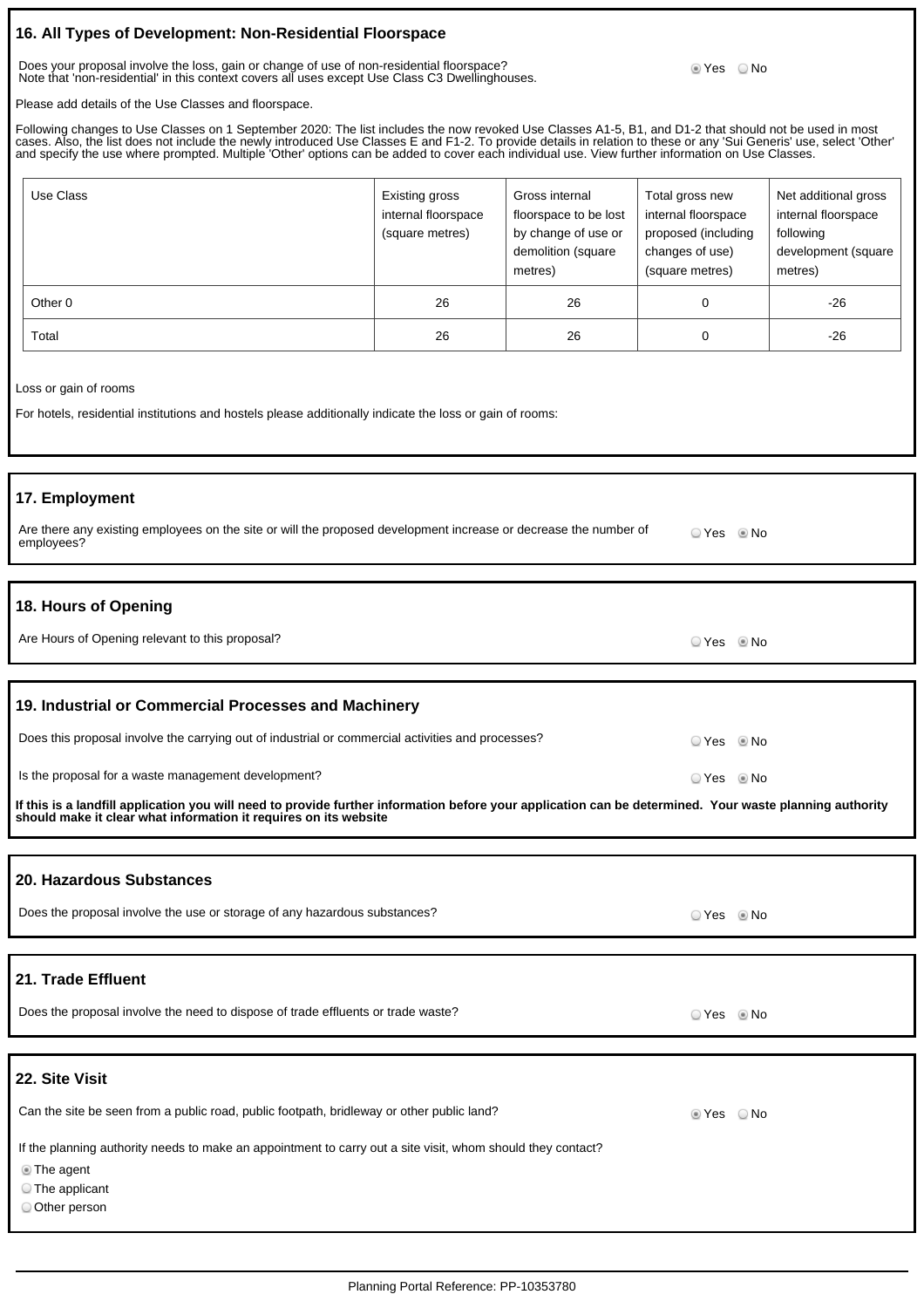## 16. All Types of Development: Non-Residential Floorspace

Does your proposal involve the loss, gain or change of use of non-residential floorspace?
Note that 'non-residential' in this context covers all uses except Use Class C3 Dwellinghouses.

◉ Yes ○ No

Please add details of the Use Classes and floorspace.

Following changes to Use Classes on 1 September 2020: The list includes the now revoked Use Classes A1-5, B1, and D1-2 that should not be used in most cases. Also, the list does not include the newly introduced Use Classes E and F1-2. To provide details in relation to these or any 'Sui Generis' use, select 'Other' and specify the use where prompted. Multiple 'Other' options can be added to cover each individual use. View further information on Use Classes.

| Use Class | Existing gross internal floorspace (square metres) | Gross internal floorspace to be lost by change of use or demolition (square metres) | Total gross new internal floorspace proposed (including changes of use) (square metres) | Net additional gross internal floorspace following development (square metres) |
|---|---|---|---|---|
| Other 0 | 26 | 26 | 0 | -26 |
| Total | 26 | 26 | 0 | -26 |

Loss or gain of rooms

For hotels, residential institutions and hostels please additionally indicate the loss or gain of rooms:

## 17. Employment

Are there any existing employees on the site or will the proposed development increase or decrease the number of employees?

○ Yes ◉ No

## 18. Hours of Opening

Are Hours of Opening relevant to this proposal?

○ Yes ◉ No

## 19. Industrial or Commercial Processes and Machinery

Does this proposal involve the carrying out of industrial or commercial activities and processes?

○ Yes ◉ No

Is the proposal for a waste management development?

○ Yes ◉ No

**If this is a landfill application you will need to provide further information before your application can be determined. Your waste planning authority should make it clear what information it requires on its website**

## 20. Hazardous Substances

Does the proposal involve the use or storage of any hazardous substances?

○ Yes ◉ No

## 21. Trade Effluent

Does the proposal involve the need to dispose of trade effluents or trade waste?

○ Yes ◉ No

## 22. Site Visit

Can the site be seen from a public road, public footpath, bridleway or other public land?

◉ Yes ○ No

If the planning authority needs to make an appointment to carry out a site visit, whom should they contact?

◉ The agent
○ The applicant
○ Other person

Planning Portal Reference: PP-10353780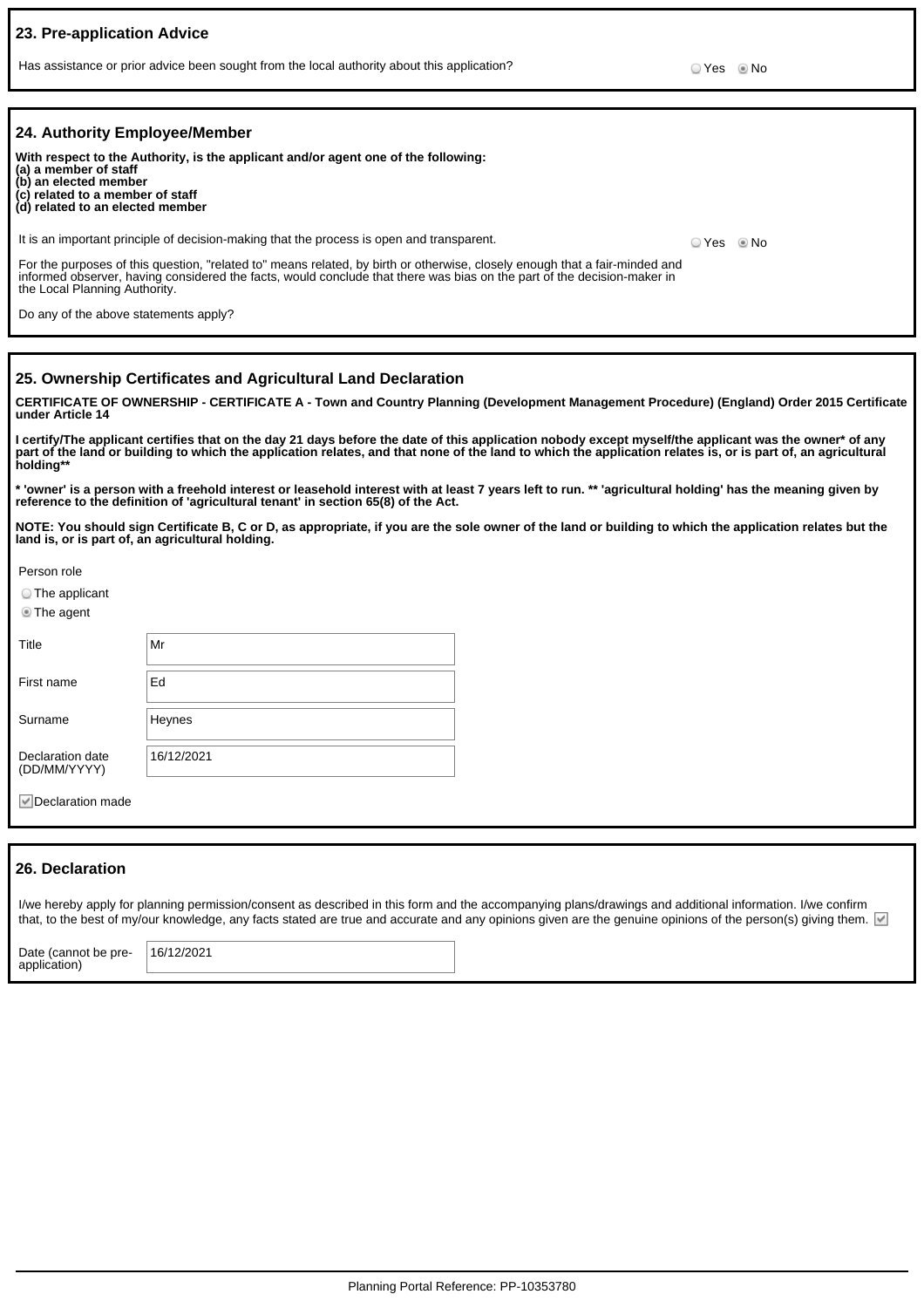## 23. Pre-application Advice

Has assistance or prior advice been sought from the local authority about this application?

○ Yes ◉ No

## 24. Authority Employee/Member

**With respect to the Authority, is the applicant and/or agent one of the following:**
**(a) a member of staff**
**(b) an elected member**
**(c) related to a member of staff**
**(d) related to an elected member**

It is an important principle of decision-making that the process is open and transparent.

For the purposes of this question, "related to" means related, by birth or otherwise, closely enough that a fair-minded and informed observer, having considered the facts, would conclude that there was bias on the part of the decision-maker in the Local Planning Authority.

Do any of the above statements apply?

○ Yes ◉ No

## 25. Ownership Certificates and Agricultural Land Declaration

**CERTIFICATE OF OWNERSHIP - CERTIFICATE A - Town and Country Planning (Development Management Procedure) (England) Order 2015 Certificate under Article 14**

**I certify/The applicant certifies that on the day 21 days before the date of this application nobody except myself/the applicant was the owner* of any part of the land or building to which the application relates, and that none of the land to which the application relates is, or is part of, an agricultural holding****

*** 'owner' is a person with a freehold interest or leasehold interest with at least 7 years left to run. ** 'agricultural holding' has the meaning given by reference to the definition of 'agricultural tenant' in section 65(8) of the Act.**

**NOTE: You should sign Certificate B, C or D, as appropriate, if you are the sole owner of the land or building to which the application relates but the land is, or is part of, an agricultural holding.**

Person role

○ The applicant
◉ The agent

| | |
|---|---|
| Title | Mr |
| First name | Ed |
| Surname | Heynes |
| Declaration date (DD/MM/YYYY) | 16/12/2021 |

☑ Declaration made

## 26. Declaration

I/we hereby apply for planning permission/consent as described in this form and the accompanying plans/drawings and additional information. I/we confirm that, to the best of my/our knowledge, any facts stated are true and accurate and any opinions given are the genuine opinions of the person(s) giving them. ☑

| | |
|---|---|
| Date (cannot be pre-application) | 16/12/2021 |

Planning Portal Reference: PP-10353780